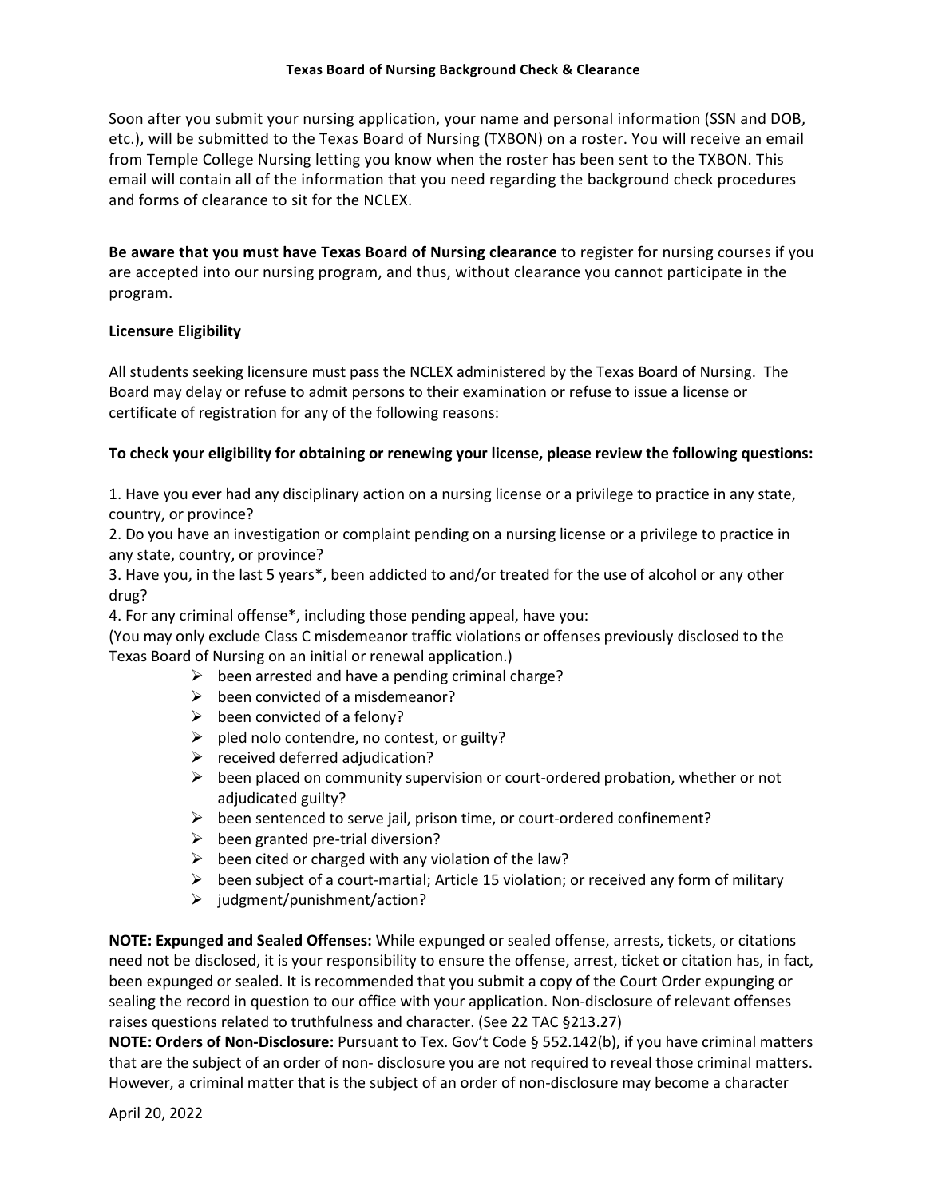**Texas Board of Nursing Background Check & Clearance**

Soon after you submit your nursing application, your name and personal information (SSN and DOB, etc.), will be submitted to the Texas Board of Nursing (TXBON) on a roster. You will receive an email from Temple College Nursing letting you know when the roster has been sent to the TXBON. This email will contain all of the information that you need regarding the background check procedures and forms of clearance to sit for the NCLEX.

**Be aware that you must have Texas Board of Nursing clearance** to register for nursing courses if you are accepted into our nursing program, and thus, without clearance you cannot participate in the program.

**Licensure Eligibility**

All students seeking licensure must pass the NCLEX administered by the Texas Board of Nursing. The Board may delay or refuse to admit persons to their examination or refuse to issue a license or certificate of registration for any of the following reasons:

**To check your eligibility for obtaining or renewing your license, please review the following questions:**

1. Have you ever had any disciplinary action on a nursing license or a privilege to practice in any state, country, or province?
2. Do you have an investigation or complaint pending on a nursing license or a privilege to practice in any state, country, or province?
3. Have you, in the last 5 years*, been addicted to and/or treated for the use of alcohol or any other drug?
4. For any criminal offense*, including those pending appeal, have you:
(You may only exclude Class C misdemeanor traffic violations or offenses previously disclosed to the Texas Board of Nursing on an initial or renewal application.)
   - been arrested and have a pending criminal charge?
   - been convicted of a misdemeanor?
   - been convicted of a felony?
   - pled nolo contendre, no contest, or guilty?
   - received deferred adjudication?
   - been placed on community supervision or court-ordered probation, whether or not adjudicated guilty?
   - been sentenced to serve jail, prison time, or court-ordered confinement?
   - been granted pre-trial diversion?
   - been cited or charged with any violation of the law?
   - been subject of a court-martial; Article 15 violation; or received any form of military
   - judgment/punishment/action?

**NOTE: Expunged and Sealed Offenses:** While expunged or sealed offense, arrests, tickets, or citations need not be disclosed, it is your responsibility to ensure the offense, arrest, ticket or citation has, in fact, been expunged or sealed. It is recommended that you submit a copy of the Court Order expunging or sealing the record in question to our office with your application. Non-disclosure of relevant offenses raises questions related to truthfulness and character. (See 22 TAC §213.27)

**NOTE: Orders of Non-Disclosure:** Pursuant to Tex. Gov't Code § 552.142(b), if you have criminal matters that are the subject of an order of non- disclosure you are not required to reveal those criminal matters. However, a criminal matter that is the subject of an order of non-disclosure may become a character

April 20, 2022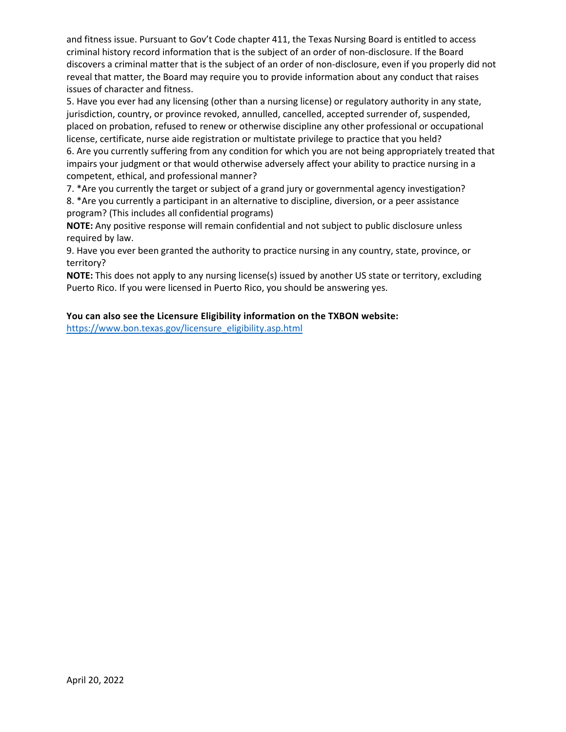and fitness issue. Pursuant to Gov't Code chapter 411, the Texas Nursing Board is entitled to access criminal history record information that is the subject of an order of non-disclosure. If the Board discovers a criminal matter that is the subject of an order of non-disclosure, even if you properly did not reveal that matter, the Board may require you to provide information about any conduct that raises issues of character and fitness.

5. Have you ever had any licensing (other than a nursing license) or regulatory authority in any state, jurisdiction, country, or province revoked, annulled, cancelled, accepted surrender of, suspended, placed on probation, refused to renew or otherwise discipline any other professional or occupational license, certificate, nurse aide registration or multistate privilege to practice that you held?

6. Are you currently suffering from any condition for which you are not being appropriately treated that impairs your judgment or that would otherwise adversely affect your ability to practice nursing in a competent, ethical, and professional manner?

7. *Are you currently the target or subject of a grand jury or governmental agency investigation?

8. *Are you currently a participant in an alternative to discipline, diversion, or a peer assistance program? (This includes all confidential programs)

**NOTE:** Any positive response will remain confidential and not subject to public disclosure unless required by law.

9. Have you ever been granted the authority to practice nursing in any country, state, province, or territory?

**NOTE:** This does not apply to any nursing license(s) issued by another US state or territory, excluding Puerto Rico. If you were licensed in Puerto Rico, you should be answering yes.

**You can also see the Licensure Eligibility information on the TXBON website:**
[https://www.bon.texas.gov/licensure_eligibility.asp.html](https://www.bon.texas.gov/licensure_eligibility.asp.html)

April 20, 2022